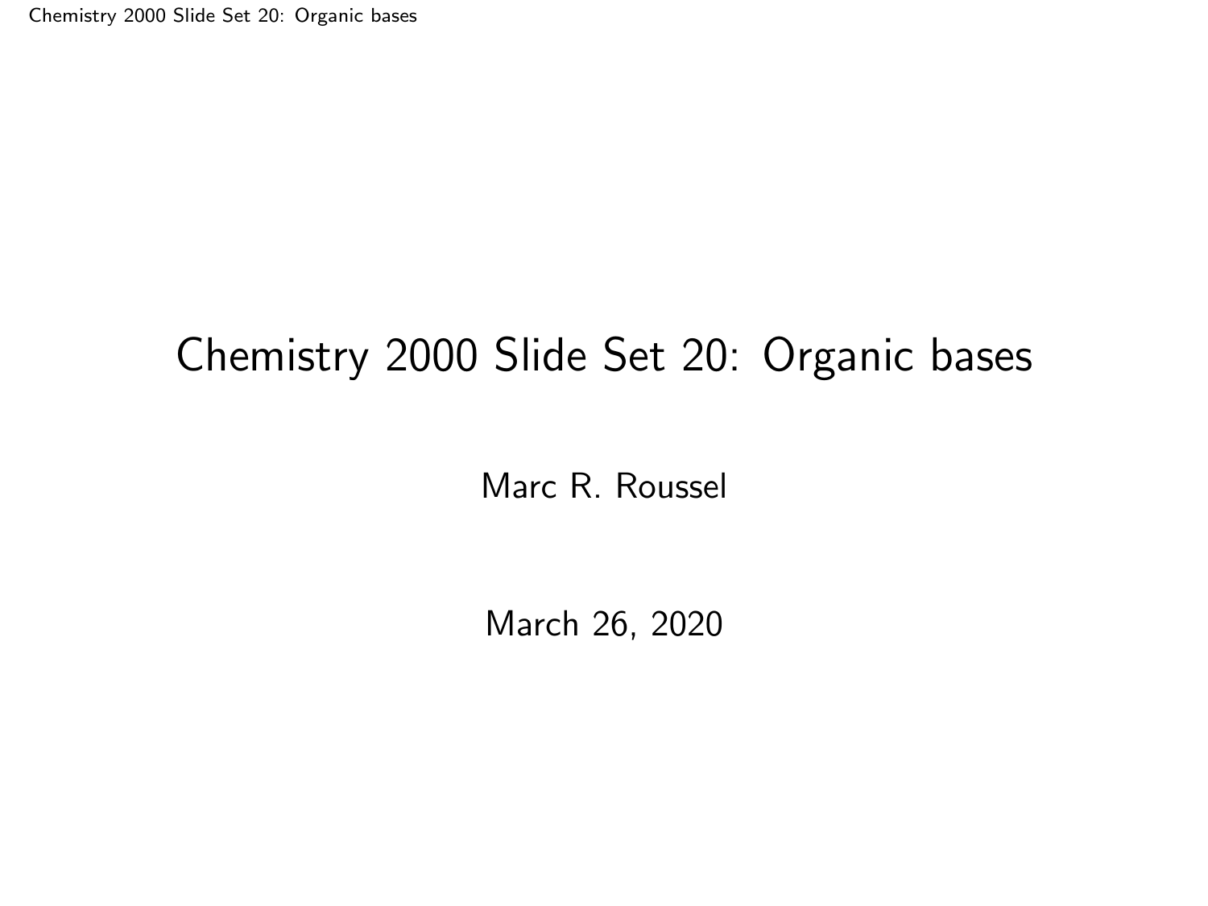# Chemistry 2000 Slide Set 20: Organic bases

Marc R. Roussel

March 26, 2020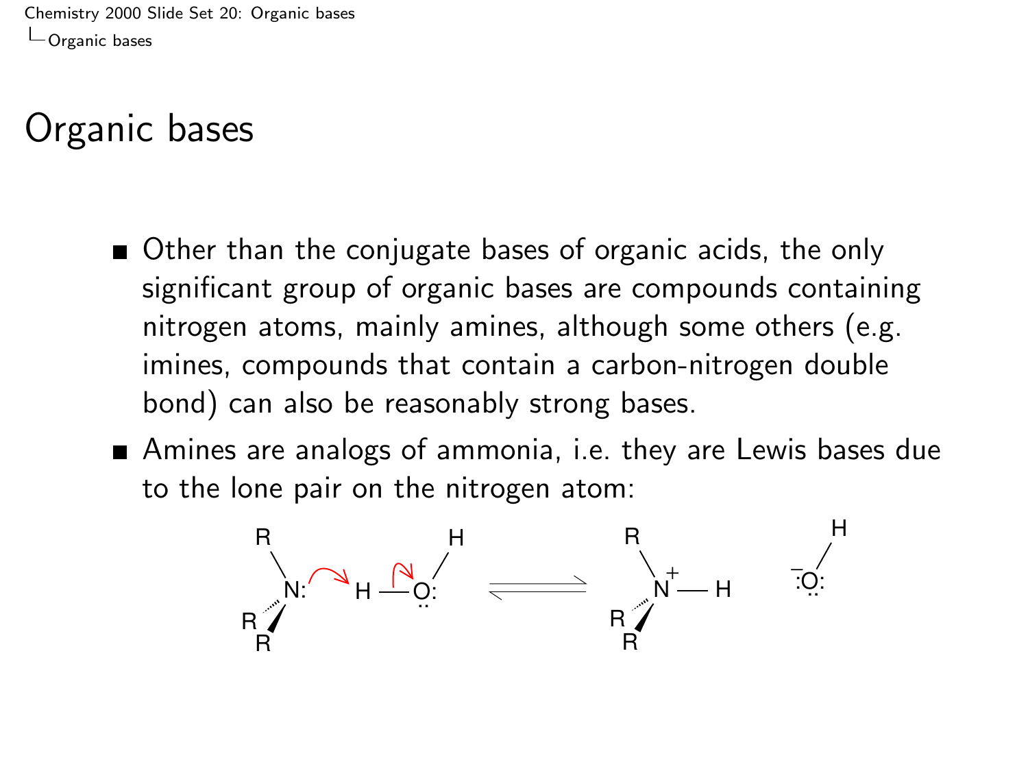# Organic bases

- Other than the conjugate bases of organic acids, the only significant group of organic bases are compounds containing nitrogen atoms, mainly amines, although some others (e.g. imines, compounds that contain a carbon-nitrogen double bond) can also be reasonably strong bases.
- Amines are analogs of ammonia, i.e. they are Lewis bases due to the lone pair on the nitrogen atom:

$$R_3N: + H\text{—}OH \rightleftharpoons R_3N^+\text{—}H + {}^-OH$$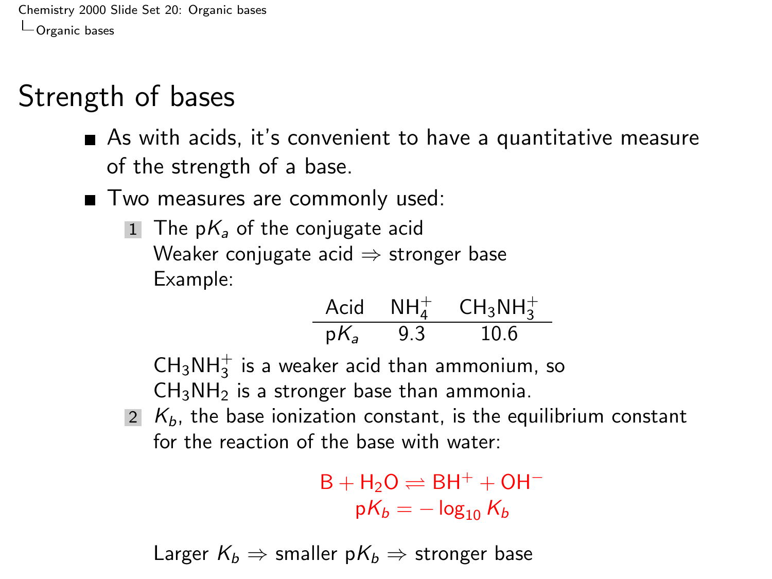# Strength of bases

- As with acids, it's convenient to have a quantitative measure of the strength of a base.
- Two measures are commonly used:
  1. The p$K_a$ of the conjugate acid
     Weaker conjugate acid ⇒ stronger base
     Example:

     | Acid | $NH_4^+$ | $CH_3NH_3^+$ |
     | --- | --- | --- |
     | p$K_a$ | 9.3 | 10.6 |

     $CH_3NH_3^+$ is a weaker acid than ammonium, so $CH_3NH_2$ is a stronger base than ammonia.
  2. $K_b$, the base ionization constant, is the equilibrium constant for the reaction of the base with water:

     $$B + H_2O \rightleftharpoons BH^+ + OH^-$$
     $$pK_b = -\log_{10} K_b$$

     Larger $K_b$ ⇒ smaller p$K_b$ ⇒ stronger base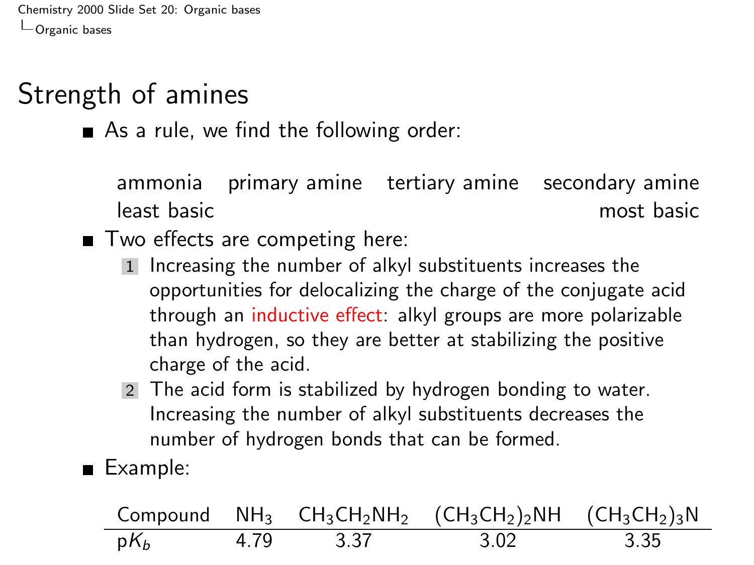# Strength of amines

- As a rule, we find the following order:

  ammonia   primary amine   tertiary amine   secondary amine
  least basic                                                most basic

- Two effects are competing here:
  1. Increasing the number of alkyl substituents increases the opportunities for delocalizing the charge of the conjugate acid through an inductive effect: alkyl groups are more polarizable than hydrogen, so they are better at stabilizing the positive charge of the acid.
  2. The acid form is stabilized by hydrogen bonding to water. Increasing the number of alkyl substituents decreases the number of hydrogen bonds that can be formed.

- Example:

| Compound | $NH_3$ | $CH_3CH_2NH_2$ | $(CH_3CH_2)_2NH$ | $(CH_3CH_2)_3N$ |
|---|---|---|---|---|
| p$K_b$ | 4.79 | 3.37 | 3.02 | 3.35 |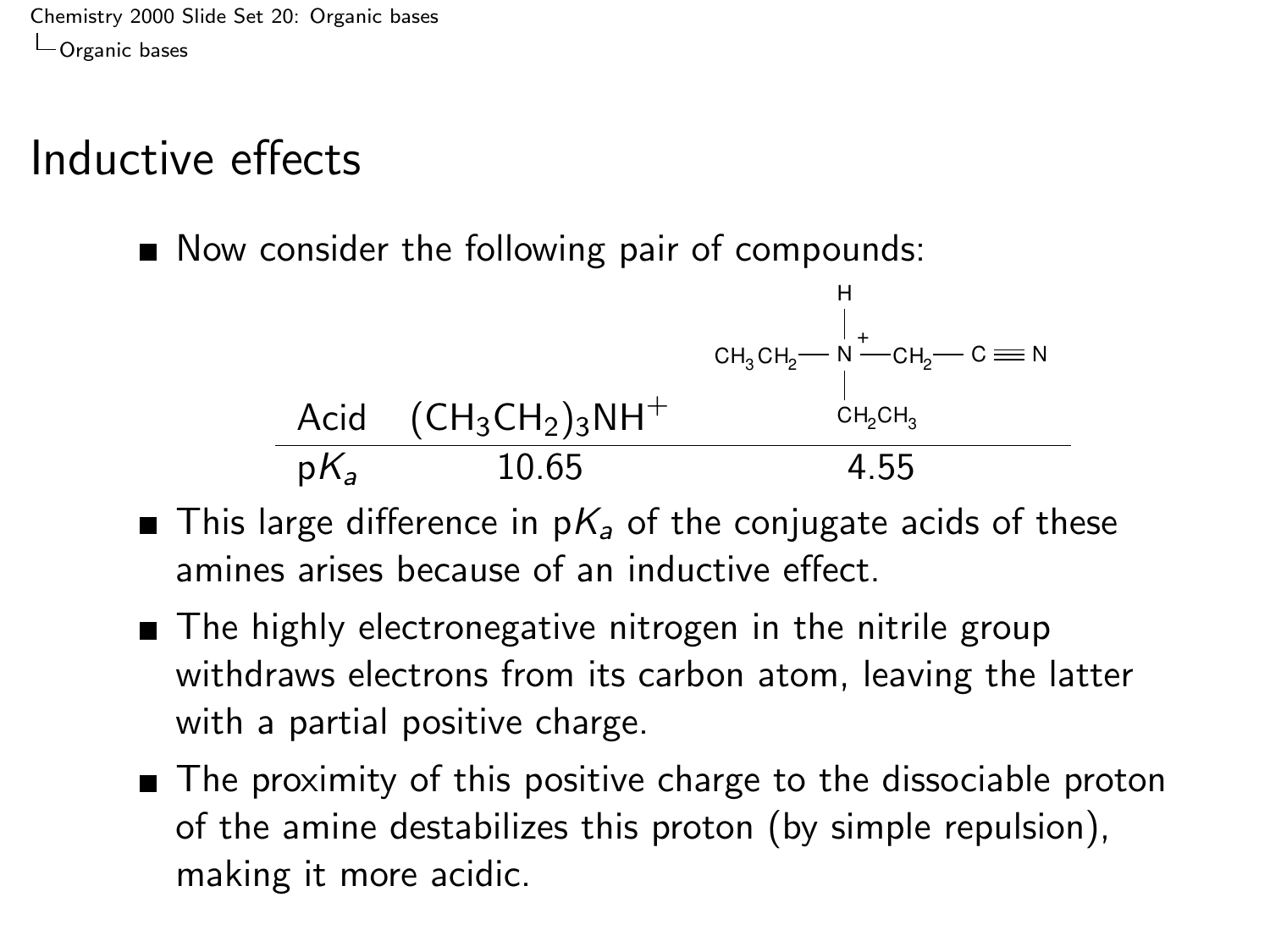# Inductive effects

- Now consider the following pair of compounds:

| Acid | $(CH_3CH_2)_3NH^+$ | $CH_3CH_2-N^+H(CH_2CH_3)-CH_2-C\equiv N$ |
|---|---|---|
| p$K_a$ | 10.65 | 4.55 |

- This large difference in p$K_a$ of the conjugate acids of these amines arises because of an inductive effect.
- The highly electronegative nitrogen in the nitrile group withdraws electrons from its carbon atom, leaving the latter with a partial positive charge.
- The proximity of this positive charge to the dissociable proton of the amine destabilizes this proton (by simple repulsion), making it more acidic.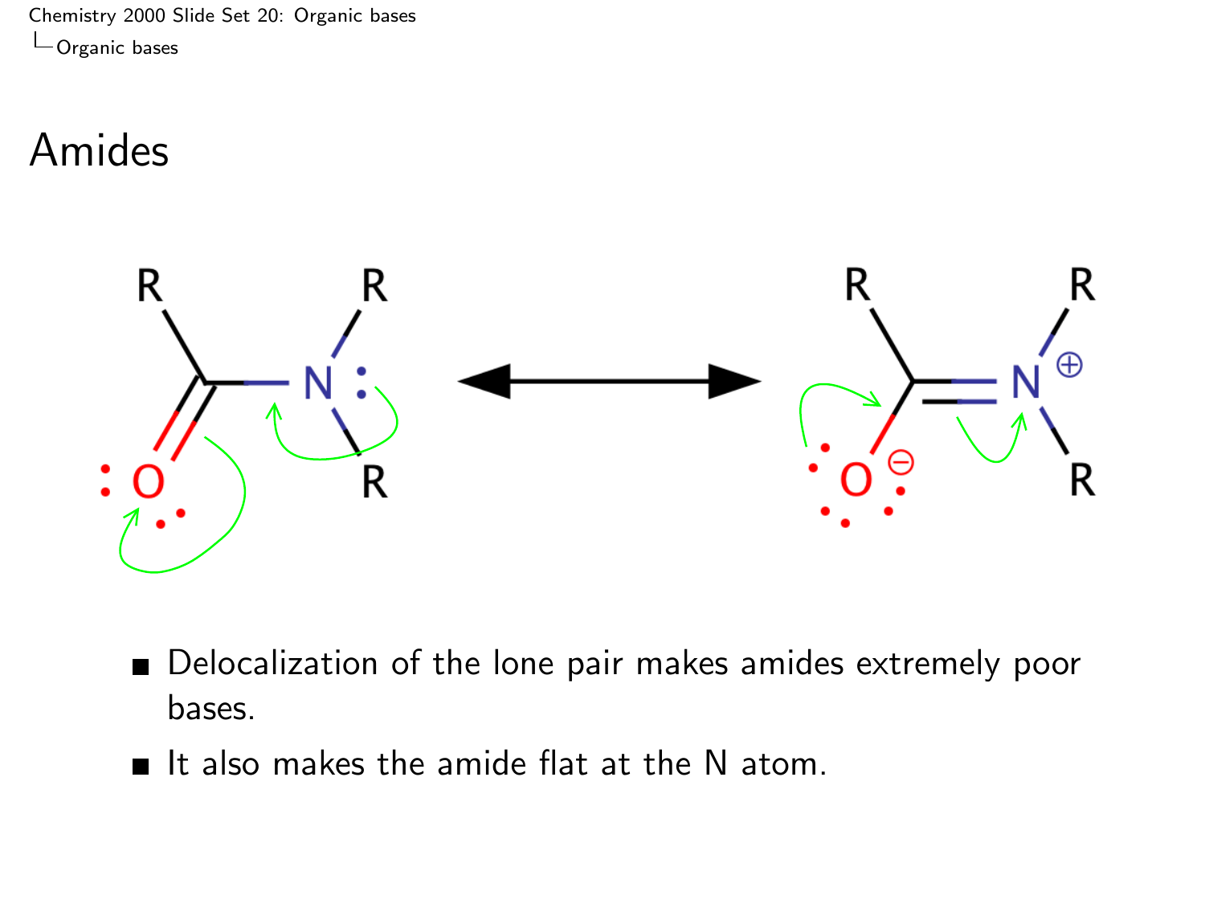# Amides

- Delocalization of the lone pair makes amides extremely poor bases.
- It also makes the amide flat at the N atom.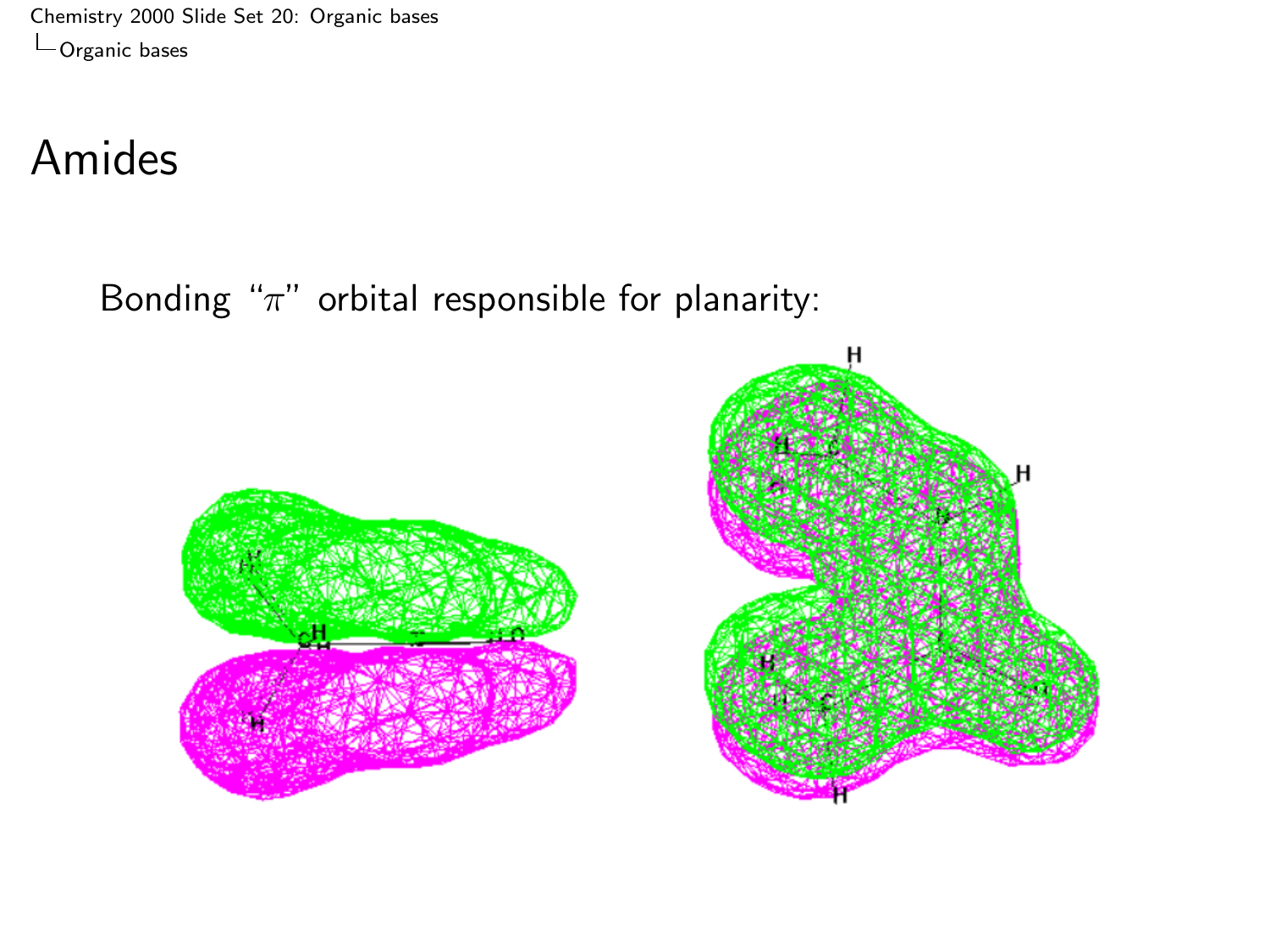# Amides

Bonding "$\pi$" orbital responsible for planarity: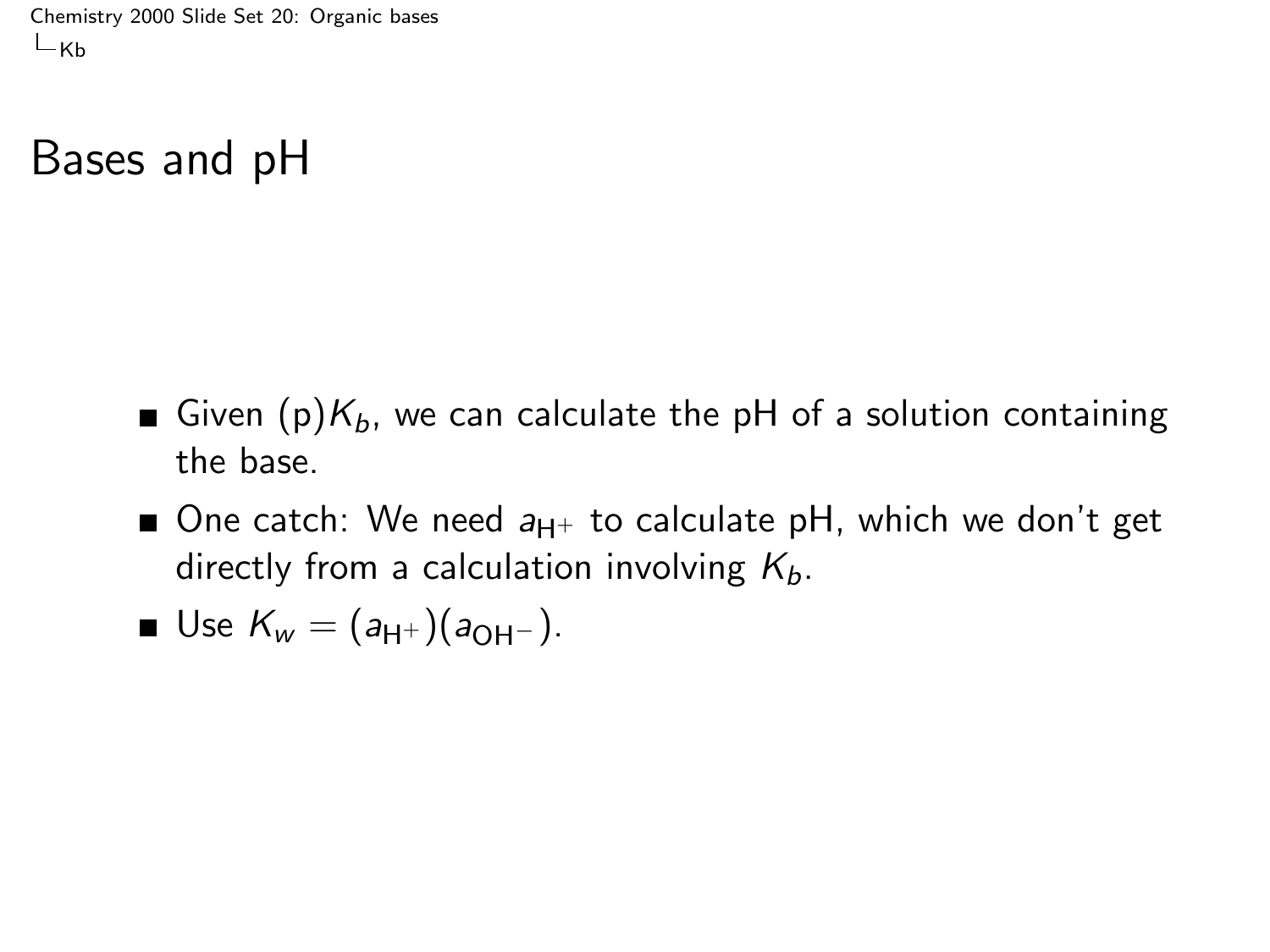# Bases and pH

- Given (p)$K_b$, we can calculate the pH of a solution containing the base.
- One catch: We need $a_{H^+}$ to calculate pH, which we don't get directly from a calculation involving $K_b$.
- Use $K_w = (a_{H^+})(a_{OH^-})$.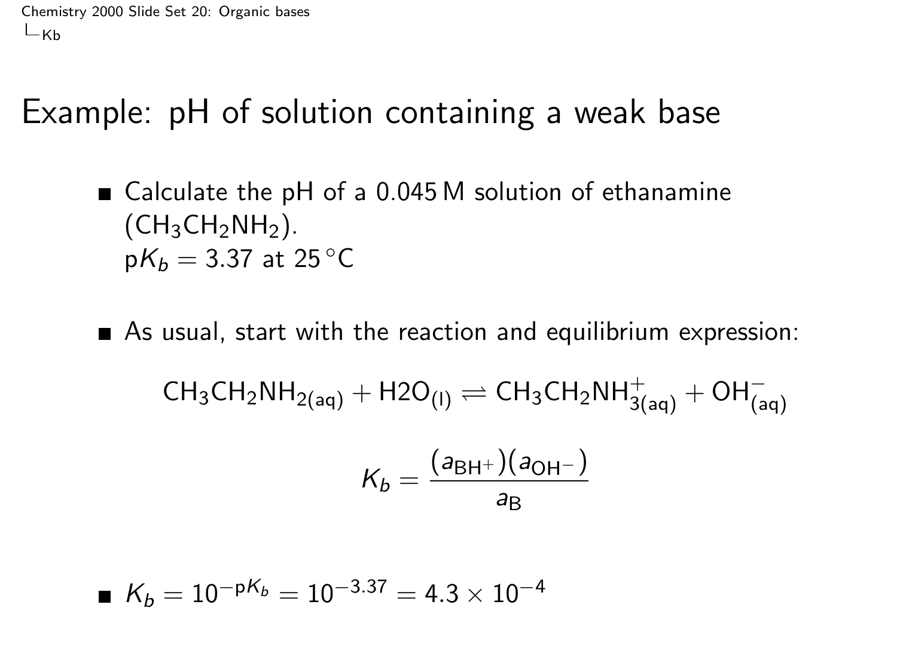# Example: pH of solution containing a weak base

- Calculate the pH of a 0.045 M solution of ethanamine ($CH_3CH_2NH_2$).
  $pK_b = 3.37$ at $25\,^\circ C$

- As usual, start with the reaction and equilibrium expression:

$$CH_3CH_2NH_{2(aq)} + H2O_{(l)} \rightleftharpoons CH_3CH_2NH^+_{3(aq)} + OH^-_{(aq)}$$

$$K_b = \frac{(a_{BH^+})(a_{OH^-})}{a_B}$$

- $K_b = 10^{-pK_b} = 10^{-3.37} = 4.3 \times 10^{-4}$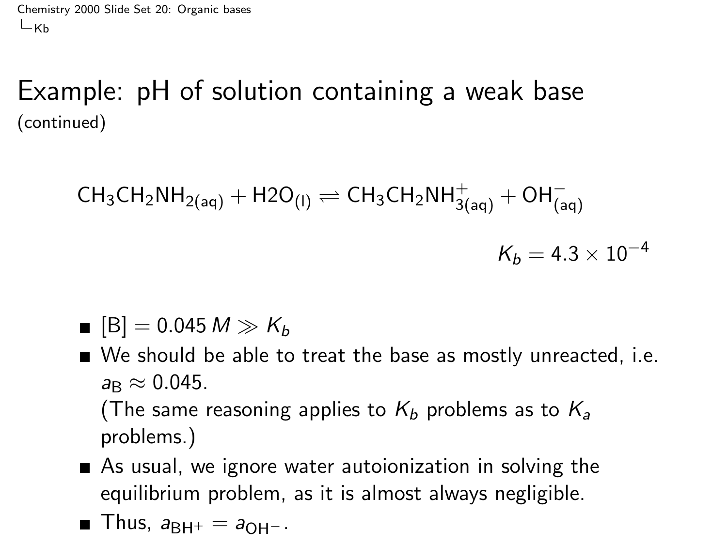# Example: pH of solution containing a weak base
(continued)

$$CH_3CH_2NH_{2(aq)} + H2O_{(l)} \rightleftharpoons CH_3CH_2NH^+_{3(aq)} + OH^-_{(aq)}$$

$$K_b = 4.3 \times 10^{-4}$$

- $[B] = 0.045\,M \gg K_b$
- We should be able to treat the base as mostly unreacted, i.e. $a_B \approx 0.045$.
  (The same reasoning applies to $K_b$ problems as to $K_a$ problems.)
- As usual, we ignore water autoionization in solving the equilibrium problem, as it is almost always negligible.
- Thus, $a_{BH^+} = a_{OH^-}$.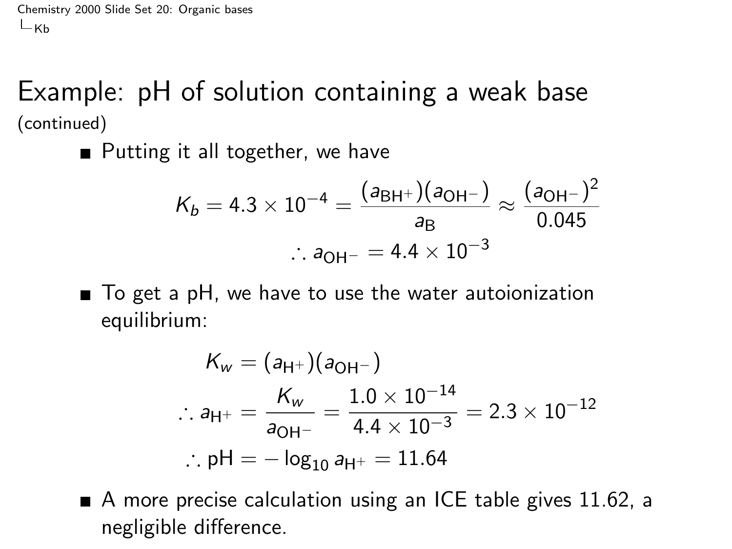# Example: pH of solution containing a weak base

(continued)

- Putting it all together, we have

$$K_b = 4.3 \times 10^{-4} = \frac{(a_{\mathrm{BH^+}})(a_{\mathrm{OH^-}})}{a_{\mathrm{B}}} \approx \frac{(a_{\mathrm{OH^-}})^2}{0.045}$$

$$\therefore a_{\mathrm{OH^-}} = 4.4 \times 10^{-3}$$

- To get a pH, we have to use the water autoionization equilibrium:

$$K_w = (a_{\mathrm{H^+}})(a_{\mathrm{OH^-}})$$

$$\therefore a_{\mathrm{H^+}} = \frac{K_w}{a_{\mathrm{OH^-}}} = \frac{1.0 \times 10^{-14}}{4.4 \times 10^{-3}} = 2.3 \times 10^{-12}$$

$$\therefore \mathrm{pH} = -\log_{10} a_{\mathrm{H^+}} = 11.64$$

- A more precise calculation using an ICE table gives 11.62, a negligible difference.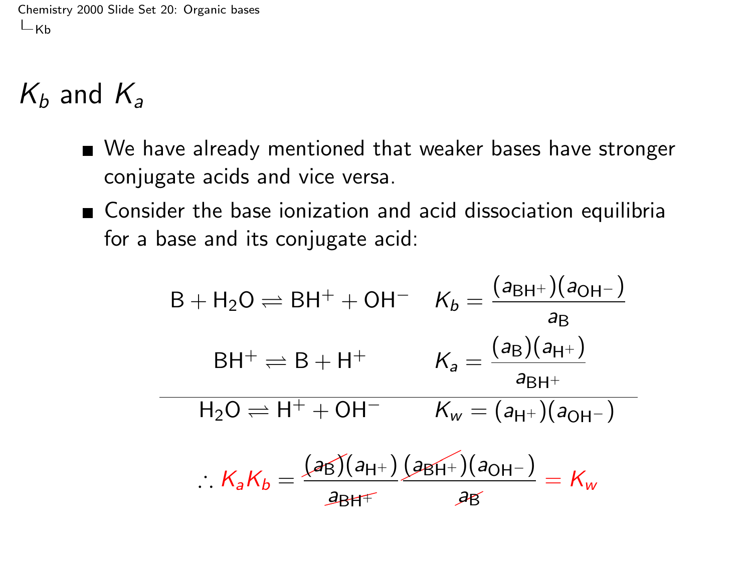# $K_b$ and $K_a$

- We have already mentioned that weaker bases have stronger conjugate acids and vice versa.
- Consider the base ionization and acid dissociation equilibria for a base and its conjugate acid:

$$
\begin{array}{ll}
\mathrm{B} + \mathrm{H_2O} \rightleftharpoons \mathrm{BH^+} + \mathrm{OH^-} & K_b = \dfrac{(a_{\mathrm{BH^+}})(a_{\mathrm{OH^-}})}{a_{\mathrm{B}}} \\
\mathrm{BH^+} \rightleftharpoons \mathrm{B} + \mathrm{H^+} & K_a = \dfrac{(a_{\mathrm{B}})(a_{\mathrm{H^+}})}{a_{\mathrm{BH^+}}} \\
\hline
\mathrm{H_2O} \rightleftharpoons \mathrm{H^+} + \mathrm{OH^-} & K_w = (a_{\mathrm{H^+}})(a_{\mathrm{OH^-}})
\end{array}
$$

$$
\therefore K_a K_b = \frac{(\cancel{a_{\mathrm{B}}})(a_{\mathrm{H^+}})}{\cancel{a_{\mathrm{BH^+}}}} \frac{(\cancel{a_{\mathrm{BH^+}}})(a_{\mathrm{OH^-}})}{\cancel{a_{\mathrm{B}}}} = K_w
$$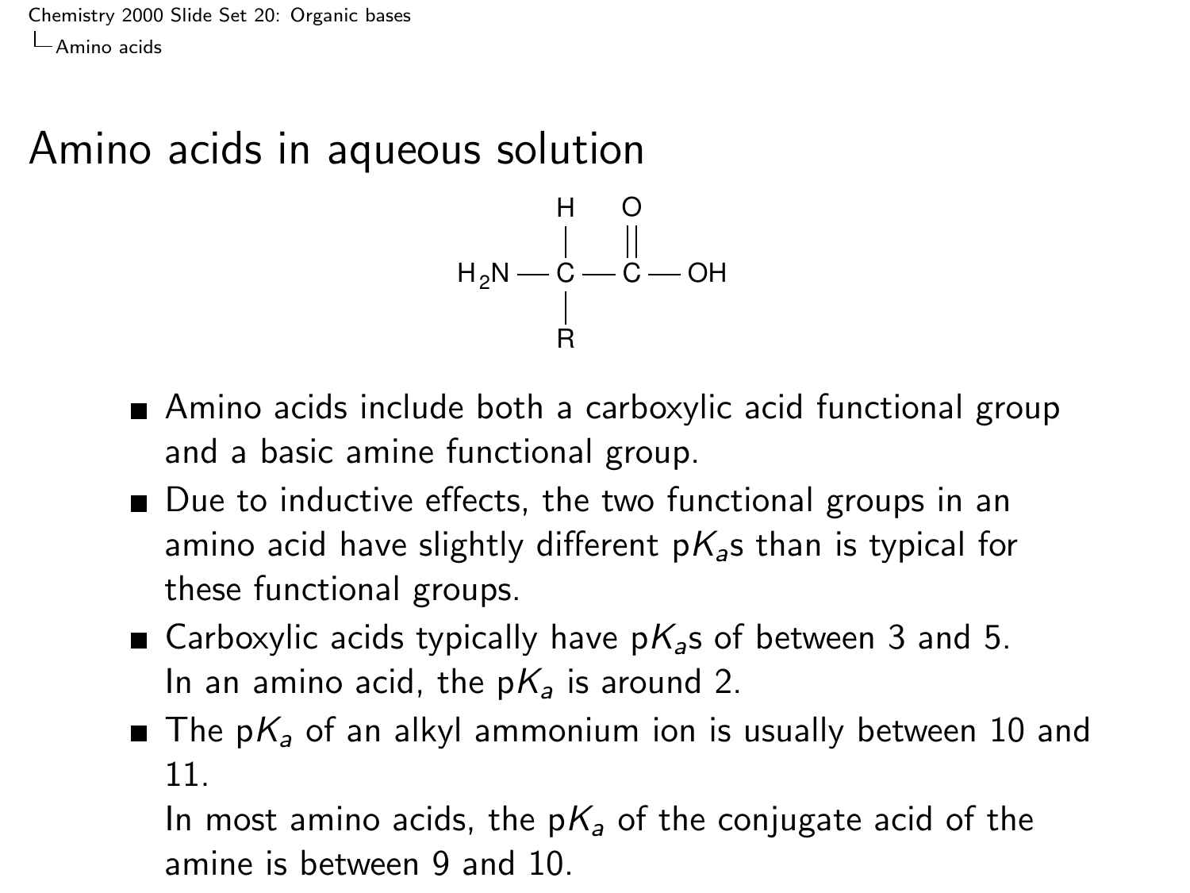# Amino acids in aqueous solution

$$H_2N-\overset{\displaystyle H}{\underset{\displaystyle R}{\overset{|}{\underset{|}{C}}}}-\overset{\displaystyle O}{\overset{\|}{C}}-OH$$

- Amino acids include both a carboxylic acid functional group and a basic amine functional group.
- Due to inductive effects, the two functional groups in an amino acid have slightly different p$K_a$s than is typical for these functional groups.
- Carboxylic acids typically have p$K_a$s of between 3 and 5.
  In an amino acid, the p$K_a$ is around 2.
- The p$K_a$ of an alkyl ammonium ion is usually between 10 and 11.
  In most amino acids, the p$K_a$ of the conjugate acid of the amine is between 9 and 10.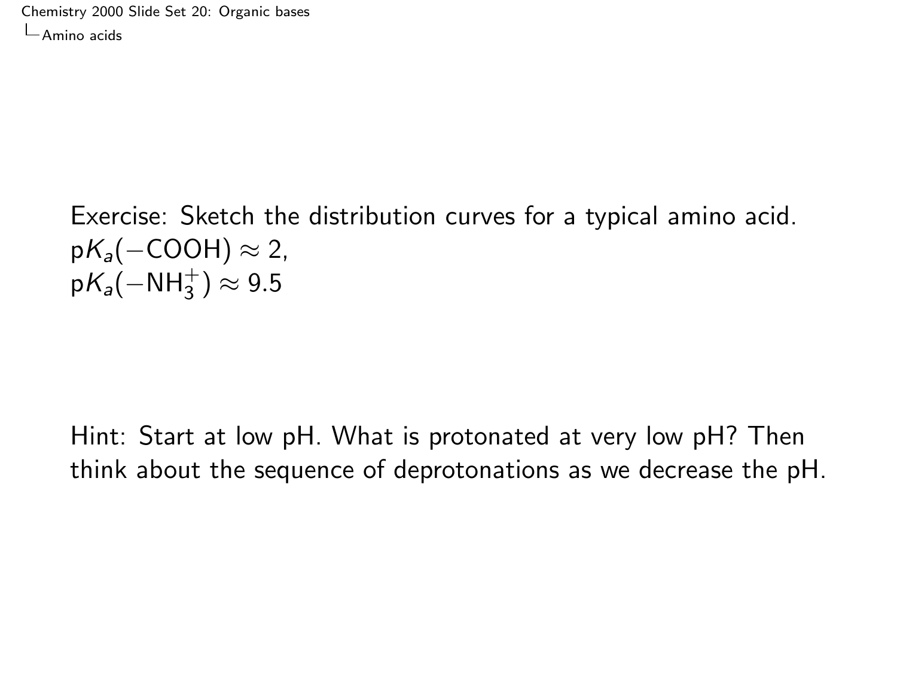Exercise: Sketch the distribution curves for a typical amino acid.
$pK_a(-COOH) \approx 2$,
$pK_a(-NH_3^+) \approx 9.5$

Hint: Start at low pH. What is protonated at very low pH? Then think about the sequence of deprotonations as we decrease the pH.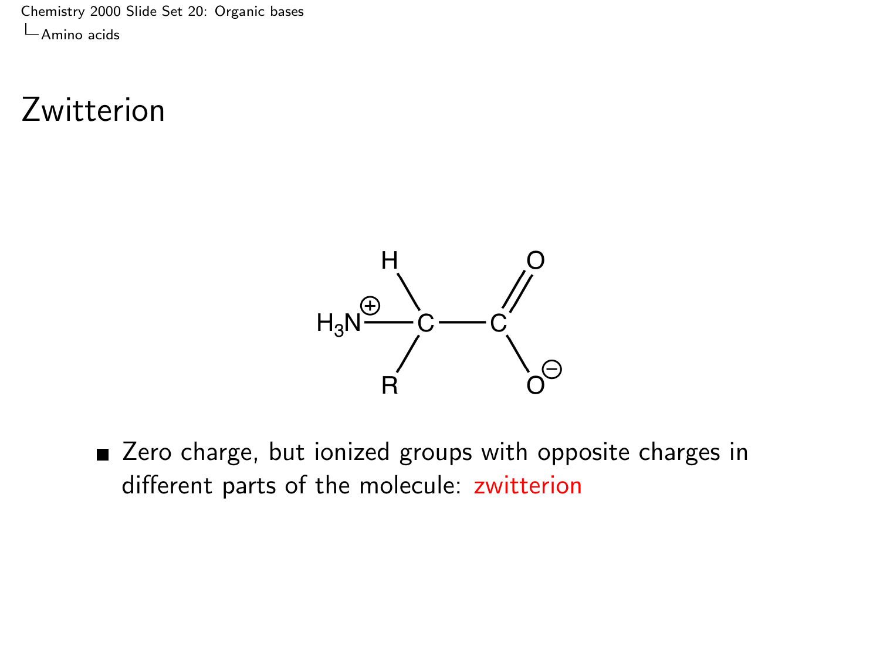# Zwitterion

- Zero charge, but ionized groups with opposite charges in different parts of the molecule: zwitterion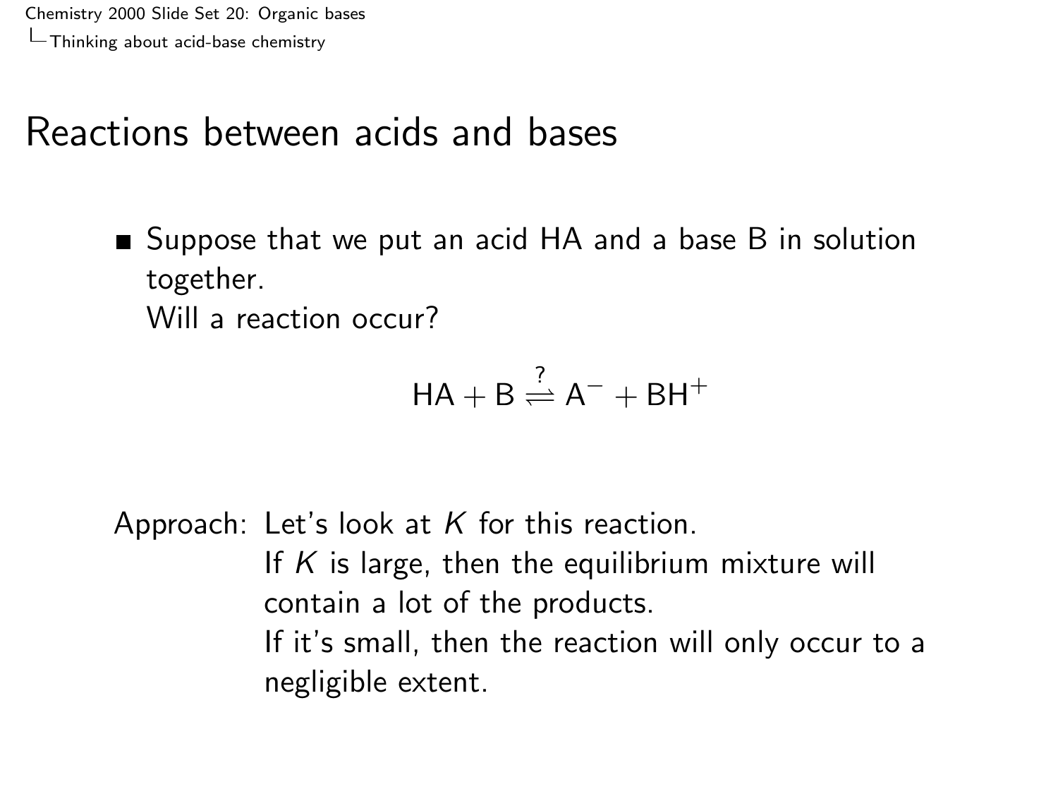# Reactions between acids and bases

- Suppose that we put an acid HA and a base B in solution together.
  Will a reaction occur?

$$\mathrm{HA} + \mathrm{B} \overset{?}{\rightleftharpoons} \mathrm{A}^- + \mathrm{BH}^+$$

Approach: Let's look at $K$ for this reaction.
If $K$ is large, then the equilibrium mixture will contain a lot of the products.
If it's small, then the reaction will only occur to a negligible extent.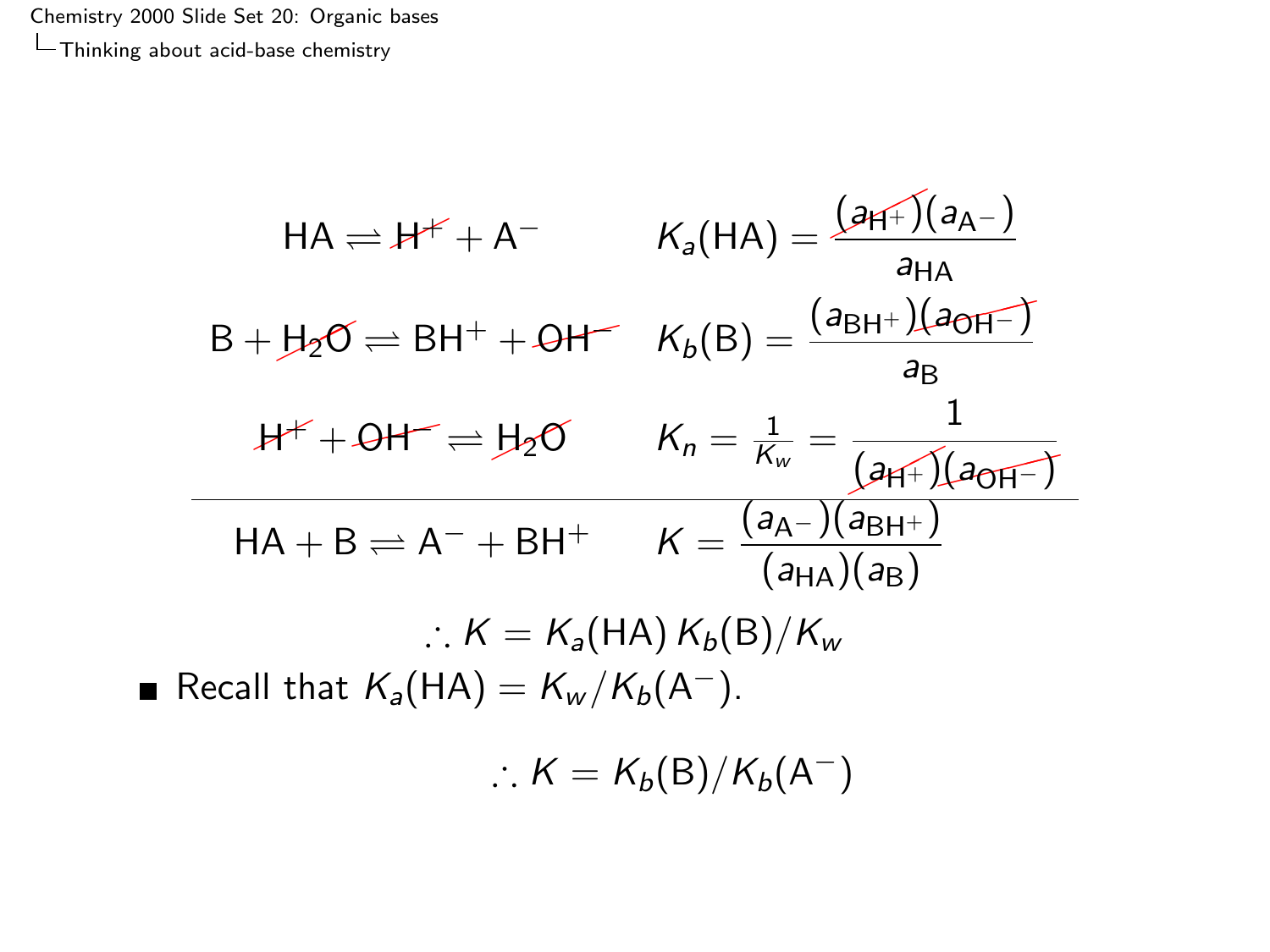$$\mathrm{HA} \rightleftharpoons \cancel{\mathrm{H}^+} + \mathrm{A}^- \qquad K_a(\mathrm{HA}) = \frac{\cancel{(a_{\mathrm{H}^+})}(a_{\mathrm{A}^-})}{a_{\mathrm{HA}}}$$

$$\mathrm{B} + \cancel{\mathrm{H_2O}} \rightleftharpoons \mathrm{BH}^+ + \cancel{\mathrm{OH}^-} \qquad K_b(\mathrm{B}) = \frac{(a_{\mathrm{BH}^+})\cancel{(a_{\mathrm{OH}^-})}}{a_{\mathrm{B}}}$$

$$\cancel{\mathrm{H}^+} + \cancel{\mathrm{OH}^-} \rightleftharpoons \cancel{\mathrm{H_2O}} \qquad K_n = \frac{1}{K_w} = \frac{1}{\cancel{(a_{\mathrm{H}^+})}\cancel{(a_{\mathrm{OH}^-})}}$$

---

$$\mathrm{HA} + \mathrm{B} \rightleftharpoons \mathrm{A}^- + \mathrm{BH}^+ \qquad K = \frac{(a_{\mathrm{A}^-})(a_{\mathrm{BH}^+})}{(a_{\mathrm{HA}})(a_{\mathrm{B}})}$$

$$\therefore K = K_a(\mathrm{HA})\, K_b(\mathrm{B}) / K_w$$

- Recall that $K_a(\mathrm{HA}) = K_w / K_b(\mathrm{A}^-)$.

$$\therefore K = K_b(\mathrm{B}) / K_b(\mathrm{A}^-)$$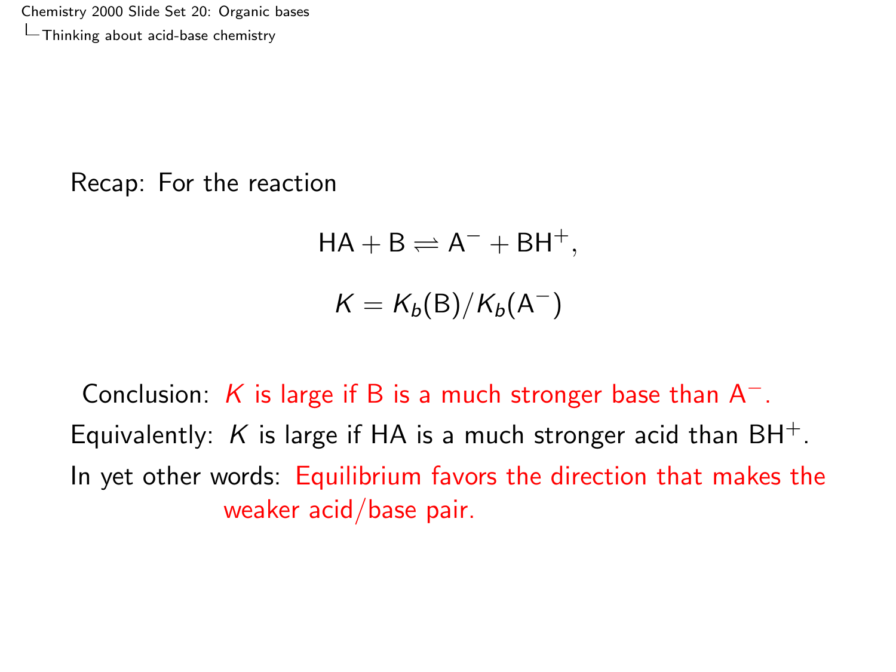Recap: For the reaction

$$HA + B \rightleftharpoons A^- + BH^+,$$

$$K = K_b(B)/K_b(A^-)$$

Conclusion: $K$ is large if B is a much stronger base than $A^-$.

Equivalently: $K$ is large if HA is a much stronger acid than $BH^+$.

In yet other words: Equilibrium favors the direction that makes the weaker acid/base pair.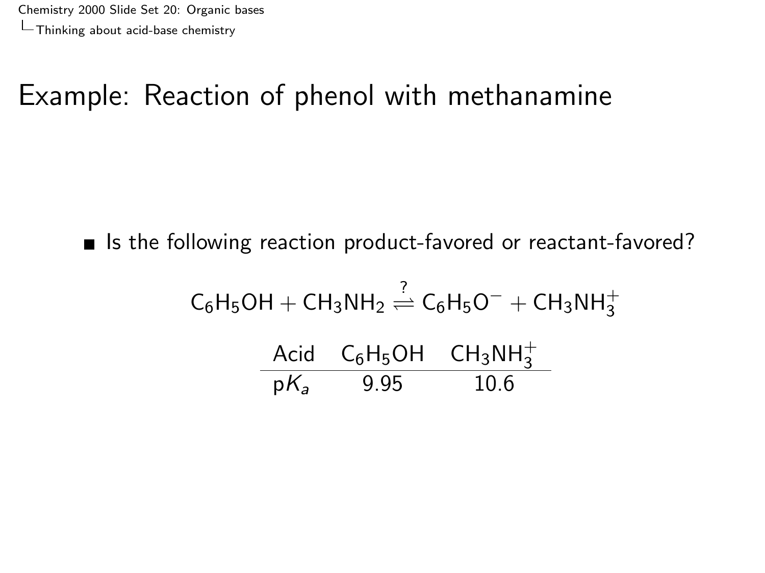# Example: Reaction of phenol with methanamine

- Is the following reaction product-favored or reactant-favored?

$$C_6H_5OH + CH_3NH_2 \overset{?}{\rightleftharpoons} C_6H_5O^- + CH_3NH_3^+$$

| Acid | $C_6H_5OH$ | $CH_3NH_3^+$ |
|---|---|---|
| $pK_a$ | 9.95 | 10.6 |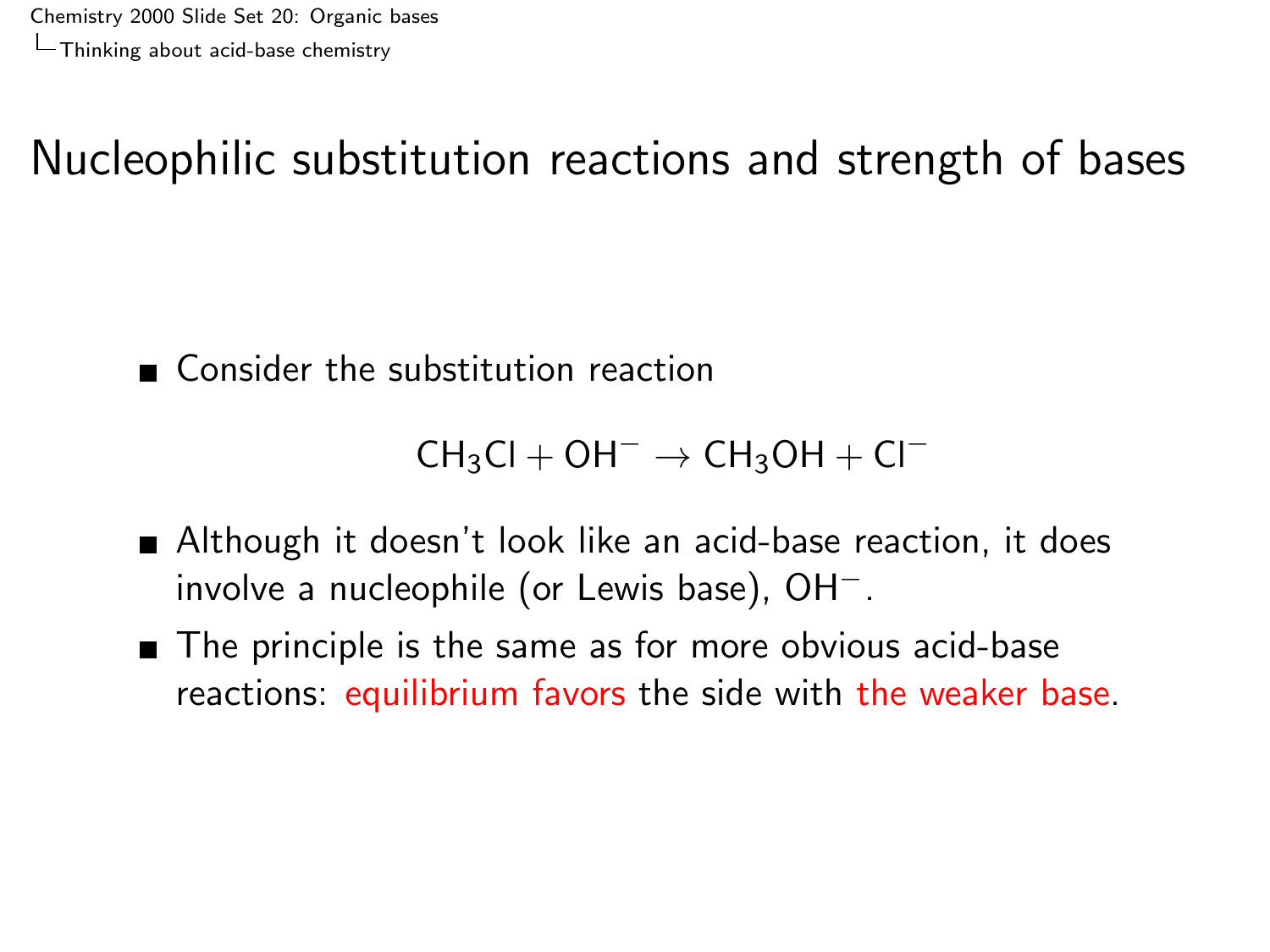# Nucleophilic substitution reactions and strength of bases

- Consider the substitution reaction

$$CH_3Cl + OH^- \rightarrow CH_3OH + Cl^-$$

- Although it doesn't look like an acid-base reaction, it does involve a nucleophile (or Lewis base), $OH^-$.
- The principle is the same as for more obvious acid-base reactions: equilibrium favors the side with the weaker base.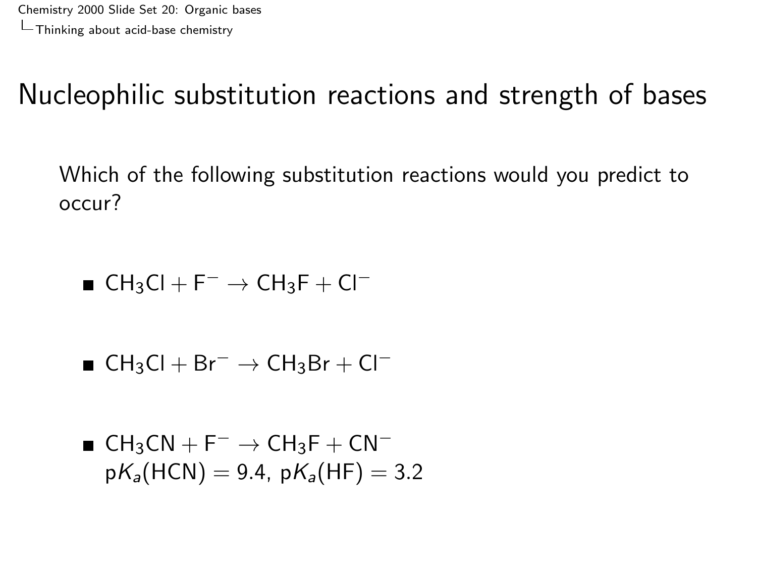# Nucleophilic substitution reactions and strength of bases

Which of the following substitution reactions would you predict to occur?

- $CH_3Cl + F^- \rightarrow CH_3F + Cl^-$
- $CH_3Cl + Br^- \rightarrow CH_3Br + Cl^-$
- $CH_3CN + F^- \rightarrow CH_3F + CN^-$
  $pK_a(HCN) = 9.4$, $pK_a(HF) = 3.2$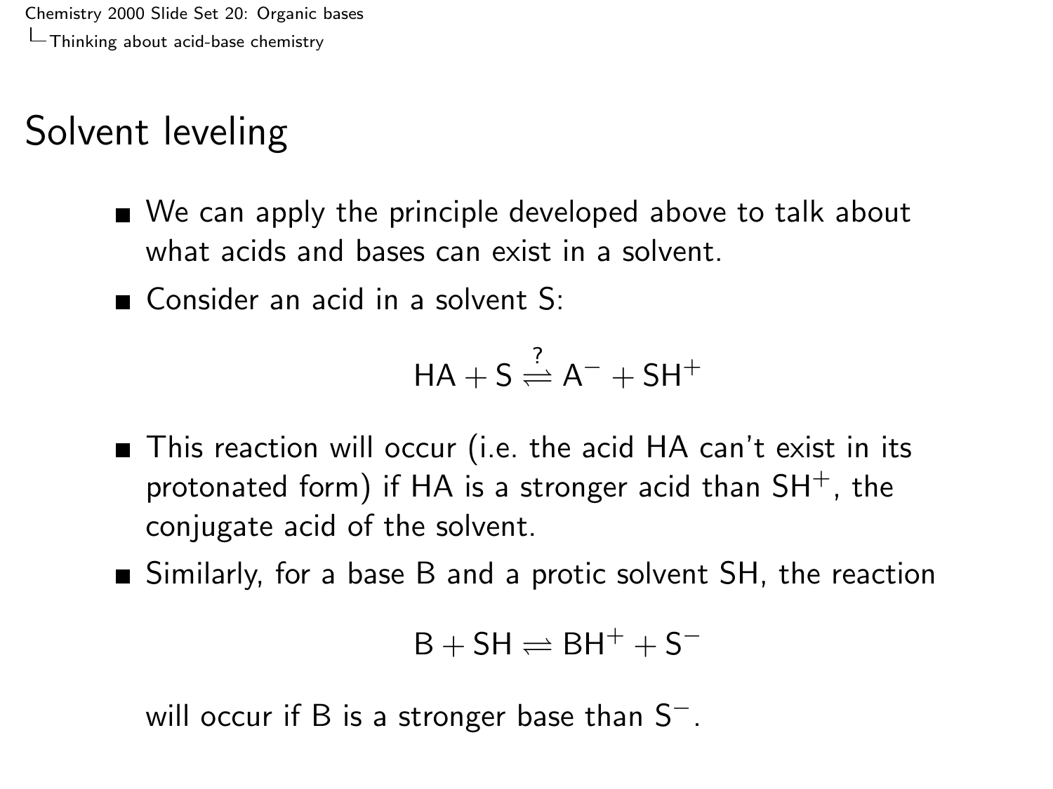# Solvent leveling

- We can apply the principle developed above to talk about what acids and bases can exist in a solvent.
- Consider an acid in a solvent S:

$$\mathrm{HA} + \mathrm{S} \overset{?}{\rightleftharpoons} \mathrm{A}^- + \mathrm{SH}^+$$

- This reaction will occur (i.e. the acid HA can't exist in its protonated form) if HA is a stronger acid than $\mathrm{SH}^+$, the conjugate acid of the solvent.
- Similarly, for a base B and a protic solvent SH, the reaction

$$\mathrm{B} + \mathrm{SH} \rightleftharpoons \mathrm{BH}^+ + \mathrm{S}^-$$

  will occur if B is a stronger base than $\mathrm{S}^-$.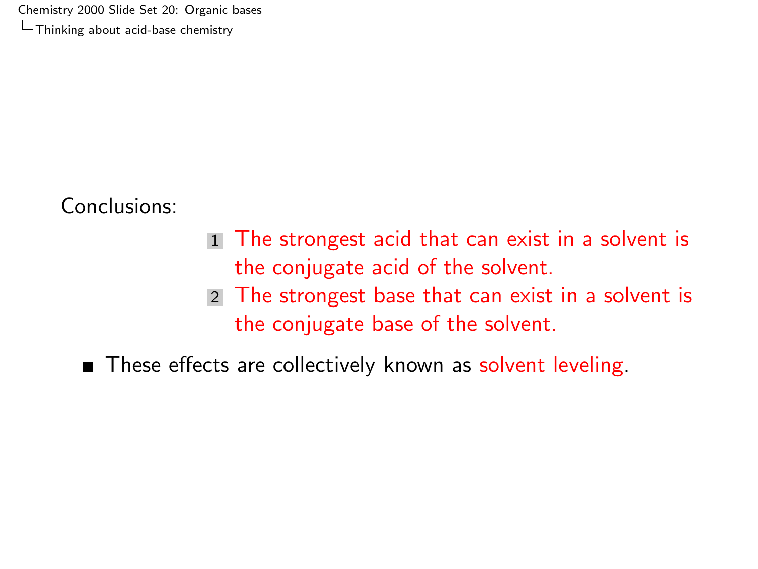Conclusions:

1. The strongest acid that can exist in a solvent is the conjugate acid of the solvent.
2. The strongest base that can exist in a solvent is the conjugate base of the solvent.

- These effects are collectively known as solvent leveling.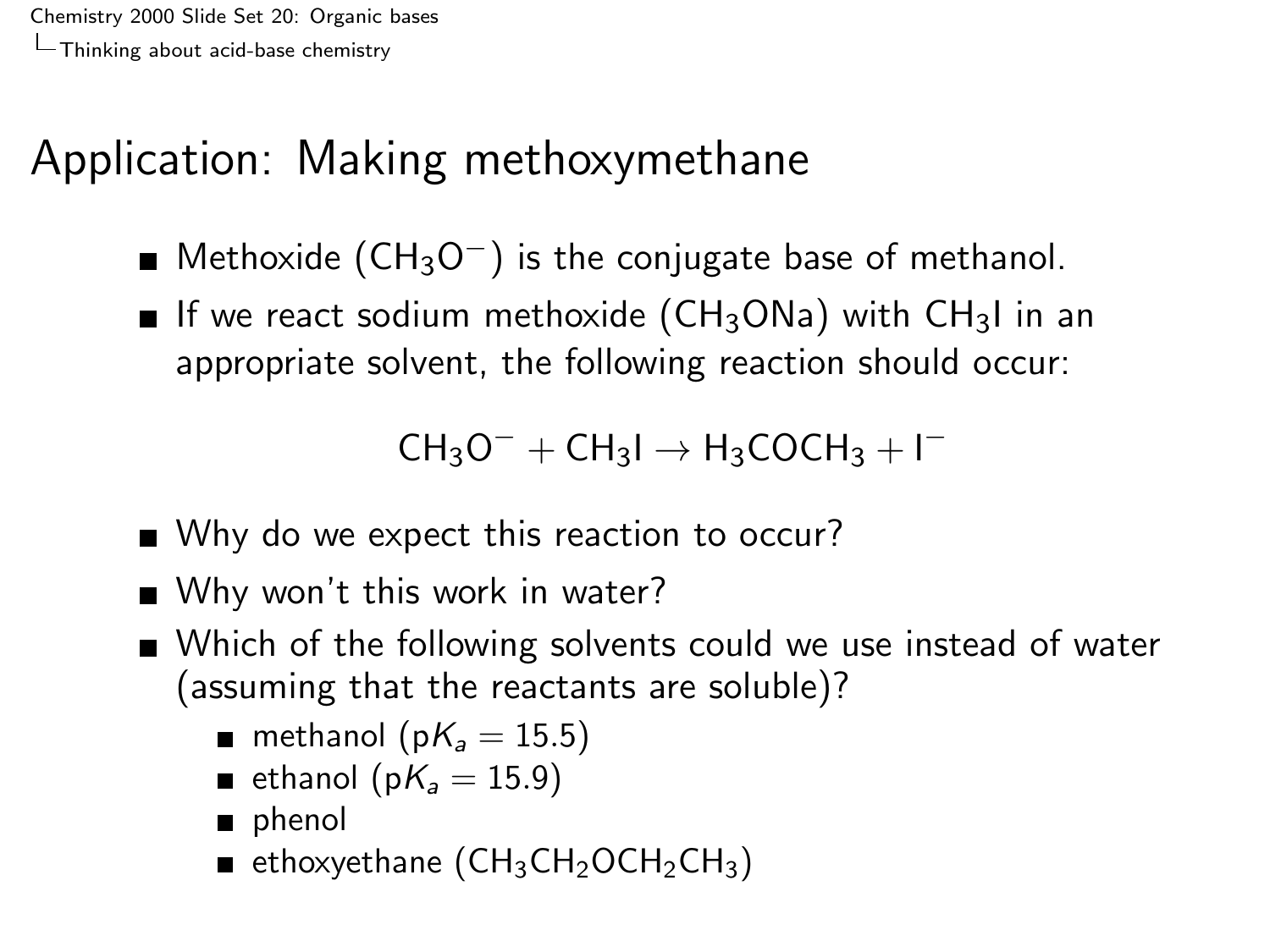# Application: Making methoxymethane

- Methoxide ($CH_3O^-$) is the conjugate base of methanol.
- If we react sodium methoxide ($CH_3ONa$) with $CH_3I$ in an appropriate solvent, the following reaction should occur:

$$CH_3O^- + CH_3I \rightarrow H_3COCH_3 + I^-$$

- Why do we expect this reaction to occur?
- Why won't this work in water?
- Which of the following solvents could we use instead of water (assuming that the reactants are soluble)?
  - methanol ($pK_a = 15.5$)
  - ethanol ($pK_a = 15.9$)
  - phenol
  - ethoxyethane ($CH_3CH_2OCH_2CH_3$)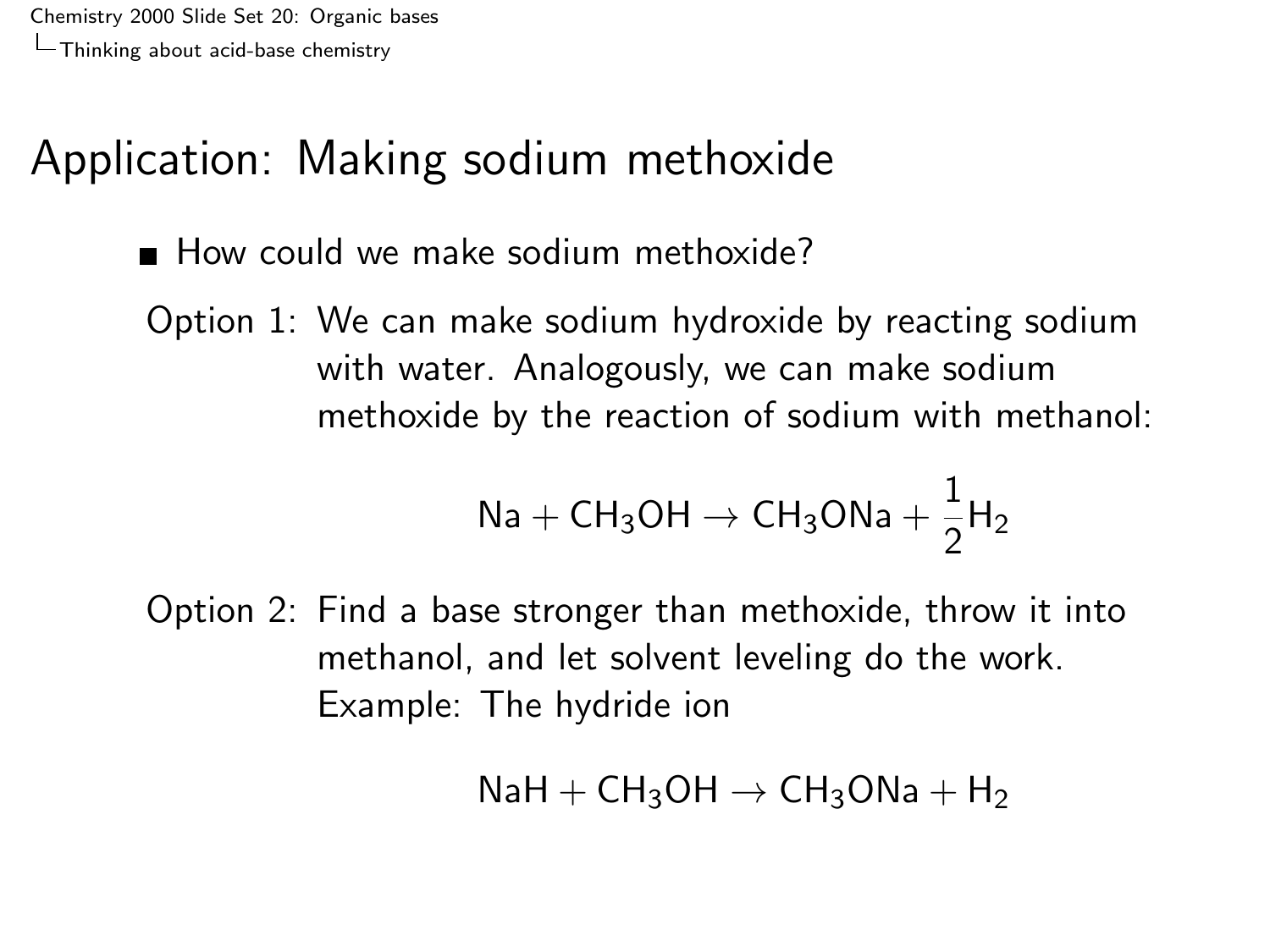# Application: Making sodium methoxide

- How could we make sodium methoxide?

Option 1: We can make sodium hydroxide by reacting sodium with water. Analogously, we can make sodium methoxide by the reaction of sodium with methanol:

$$Na + CH_3OH \rightarrow CH_3ONa + \frac{1}{2}H_2$$

Option 2: Find a base stronger than methoxide, throw it into methanol, and let solvent leveling do the work. Example: The hydride ion

$$NaH + CH_3OH \rightarrow CH_3ONa + H_2$$